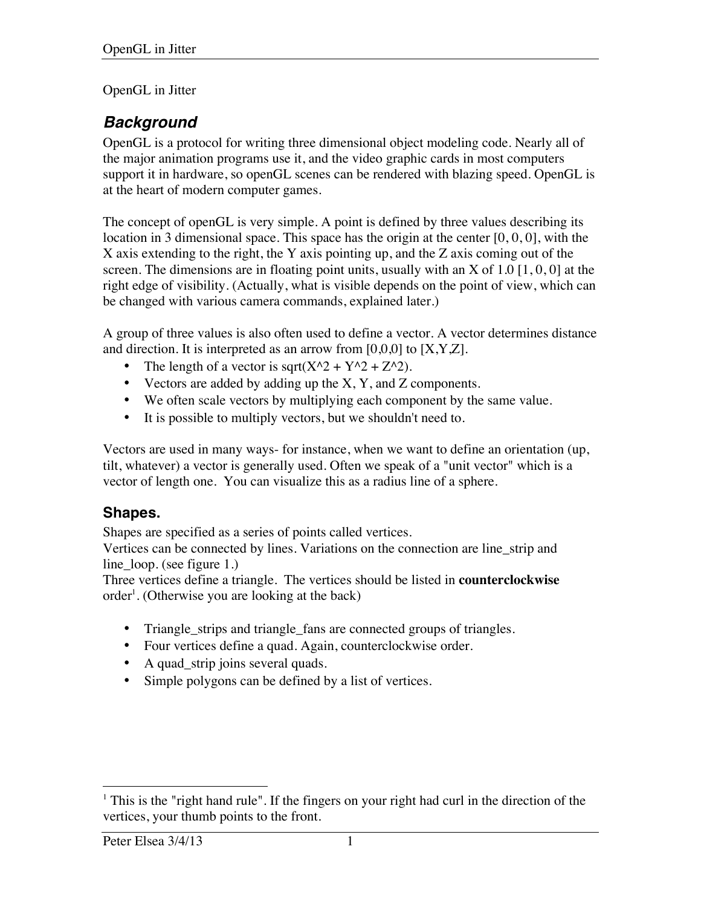OpenGL in Jitter

## *Background*

OpenGL is a protocol for writing three dimensional object modeling code. Nearly all of the major animation programs use it, and the video graphic cards in most computers support it in hardware, so openGL scenes can be rendered with blazing speed. OpenGL is at the heart of modern computer games.

The concept of openGL is very simple. A point is defined by three values describing its location in 3 dimensional space. This space has the origin at the center [0, 0, 0], with the X axis extending to the right, the Y axis pointing up, and the Z axis coming out of the screen. The dimensions are in floating point units, usually with an X of 1.0 [1, 0, 0] at the right edge of visibility. (Actually, what is visible depends on the point of view, which can be changed with various camera commands, explained later.)

A group of three values is also often used to define a vector. A vector determines distance and direction. It is interpreted as an arrow from [0,0,0] to [X,Y,Z].

- The length of a vector is sqrt(X^2 + Y^2 + Z^2).
- Vectors are added by adding up the X, Y, and Z components.
- We often scale vectors by multiplying each component by the same value.
- It is possible to multiply vectors, but we shouldn't need to.

Vectors are used in many ways- for instance, when we want to define an orientation (up, tilt, whatever) a vector is generally used. Often we speak of a "unit vector" which is a vector of length one. You can visualize this as a radius line of a sphere.

### Shapes.

Shapes are specified as a series of points called vertices.
Vertices can be connected by lines. Variations on the connection are line_strip and line_loop. (see figure 1.)
Three vertices define a triangle. The vertices should be listed in **counterclockwise** order[1]. (Otherwise you are looking at the back)

- Triangle_strips and triangle_fans are connected groups of triangles.
- Four vertices define a quad. Again, counterclockwise order.
- A quad_strip joins several quads.
- Simple polygons can be defined by a list of vertices.

[1] This is the "right hand rule". If the fingers on your right had curl in the direction of the vertices, your thumb points to the front.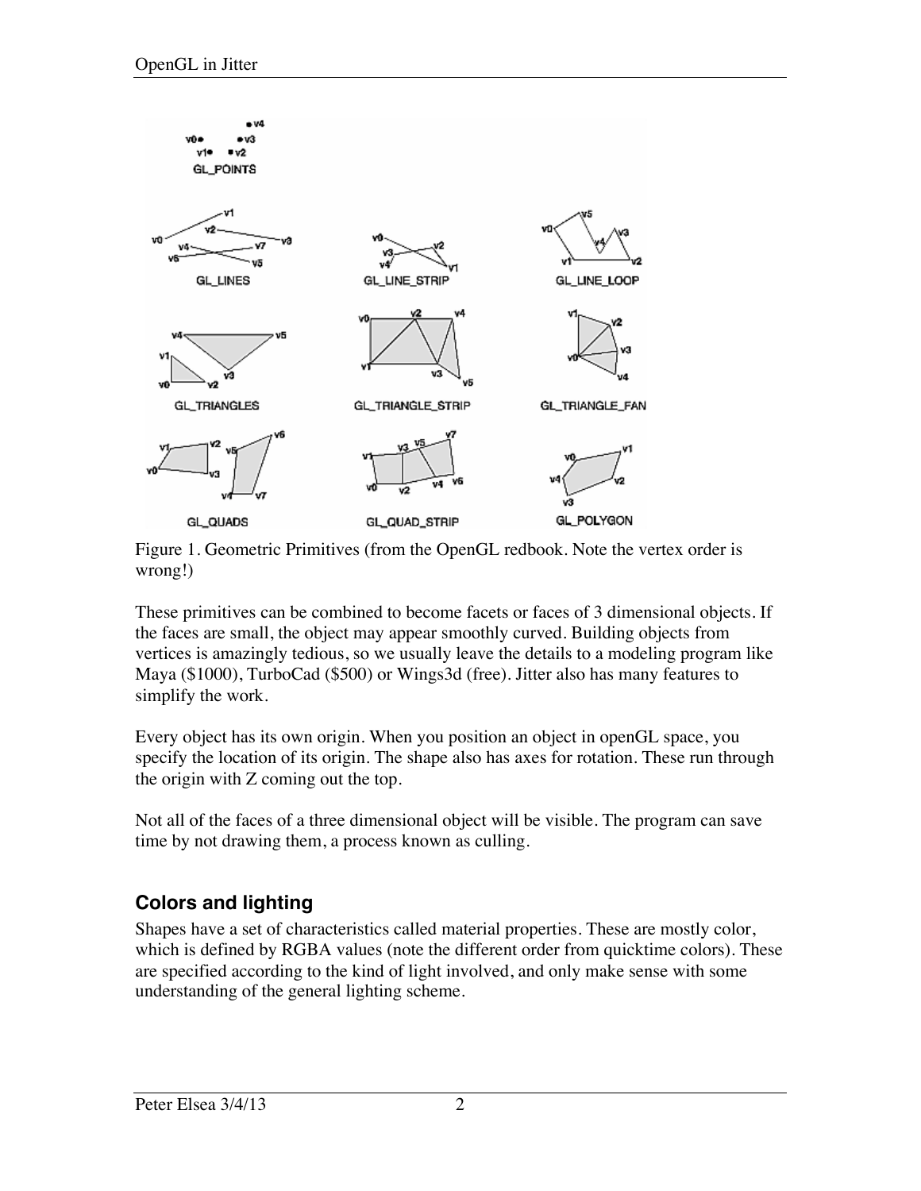Figure 1. Geometric Primitives (from the OpenGL redbook. Note the vertex order is wrong!)

These primitives can be combined to become facets or faces of 3 dimensional objects. If the faces are small, the object may appear smoothly curved. Building objects from vertices is amazingly tedious, so we usually leave the details to a modeling program like Maya ($1000), TurboCad ($500) or Wings3d (free). Jitter also has many features to simplify the work.

Every object has its own origin. When you position an object in openGL space, you specify the location of its origin. The shape also has axes for rotation. These run through the origin with Z coming out the top.

Not all of the faces of a three dimensional object will be visible. The program can save time by not drawing them, a process known as culling.

## Colors and lighting

Shapes have a set of characteristics called material properties. These are mostly color, which is defined by RGBA values (note the different order from quicktime colors). These are specified according to the kind of light involved, and only make sense with some understanding of the general lighting scheme.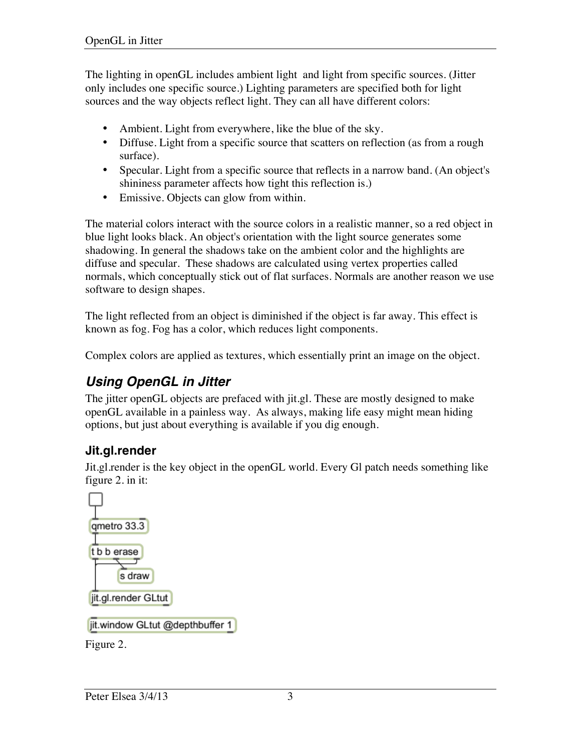The lighting in openGL includes ambient light  and light from specific sources. (Jitter only includes one specific source.) Lighting parameters are specified both for light sources and the way objects reflect light. They can all have different colors:

- Ambient. Light from everywhere, like the blue of the sky.
- Diffuse. Light from a specific source that scatters on reflection (as from a rough surface).
- Specular. Light from a specific source that reflects in a narrow band. (An object's shininess parameter affects how tight this reflection is.)
- Emissive. Objects can glow from within.

The material colors interact with the source colors in a realistic manner, so a red object in blue light looks black. An object's orientation with the light source generates some shadowing. In general the shadows take on the ambient color and the highlights are diffuse and specular.  These shadows are calculated using vertex properties called normals, which conceptually stick out of flat surfaces. Normals are another reason we use software to design shapes.

The light reflected from an object is diminished if the object is far away. This effect is known as fog. Fog has a color, which reduces light components.

Complex colors are applied as textures, which essentially print an image on the object.

## *Using OpenGL in Jitter*

The jitter openGL objects are prefaced with jit.gl. These are mostly designed to make openGL available in a painless way.  As always, making life easy might mean hiding options, but just about everything is available if you dig enough.

### Jit.gl.render

Jit.gl.render is the key object in the openGL world. Every Gl patch needs something like figure 2. in it:

```
qmetro 33.3
t b b erase
s draw
jit.gl.render GLtut
jit.window GLtut @depthbuffer 1
```

Figure 2.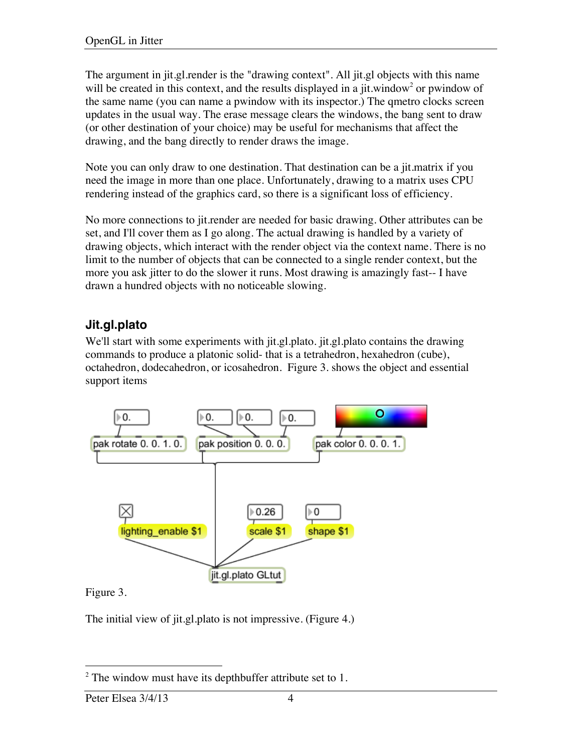The argument in jit.gl.render is the "drawing context". All jit.gl objects with this name will be created in this context, and the results displayed in a jit.window[2] or pwindow of the same name (you can name a pwindow with its inspector.) The qmetro clocks screen updates in the usual way. The erase message clears the windows, the bang sent to draw (or other destination of your choice) may be useful for mechanisms that affect the drawing, and the bang directly to render draws the image.

Note you can only draw to one destination. That destination can be a jit.matrix if you need the image in more than one place. Unfortunately, drawing to a matrix uses CPU rendering instead of the graphics card, so there is a significant loss of efficiency.

No more connections to jit.render are needed for basic drawing. Other attributes can be set, and I'll cover them as I go along. The actual drawing is handled by a variety of drawing objects, which interact with the render object via the context name. There is no limit to the number of objects that can be connected to a single render context, but the more you ask jitter to do the slower it runs. Most drawing is amazingly fast-- I have drawn a hundred objects with no noticeable slowing.

## Jit.gl.plato

We'll start with some experiments with jit.gl.plato. jit.gl.plato contains the drawing commands to produce a platonic solid- that is a tetrahedron, hexahedron (cube), octahedron, dodecahedron, or icosahedron. Figure 3. shows the object and essential support items

Figure 3.

The initial view of jit.gl.plato is not impressive. (Figure 4.)

---

[2] The window must have its depthbuffer attribute set to 1.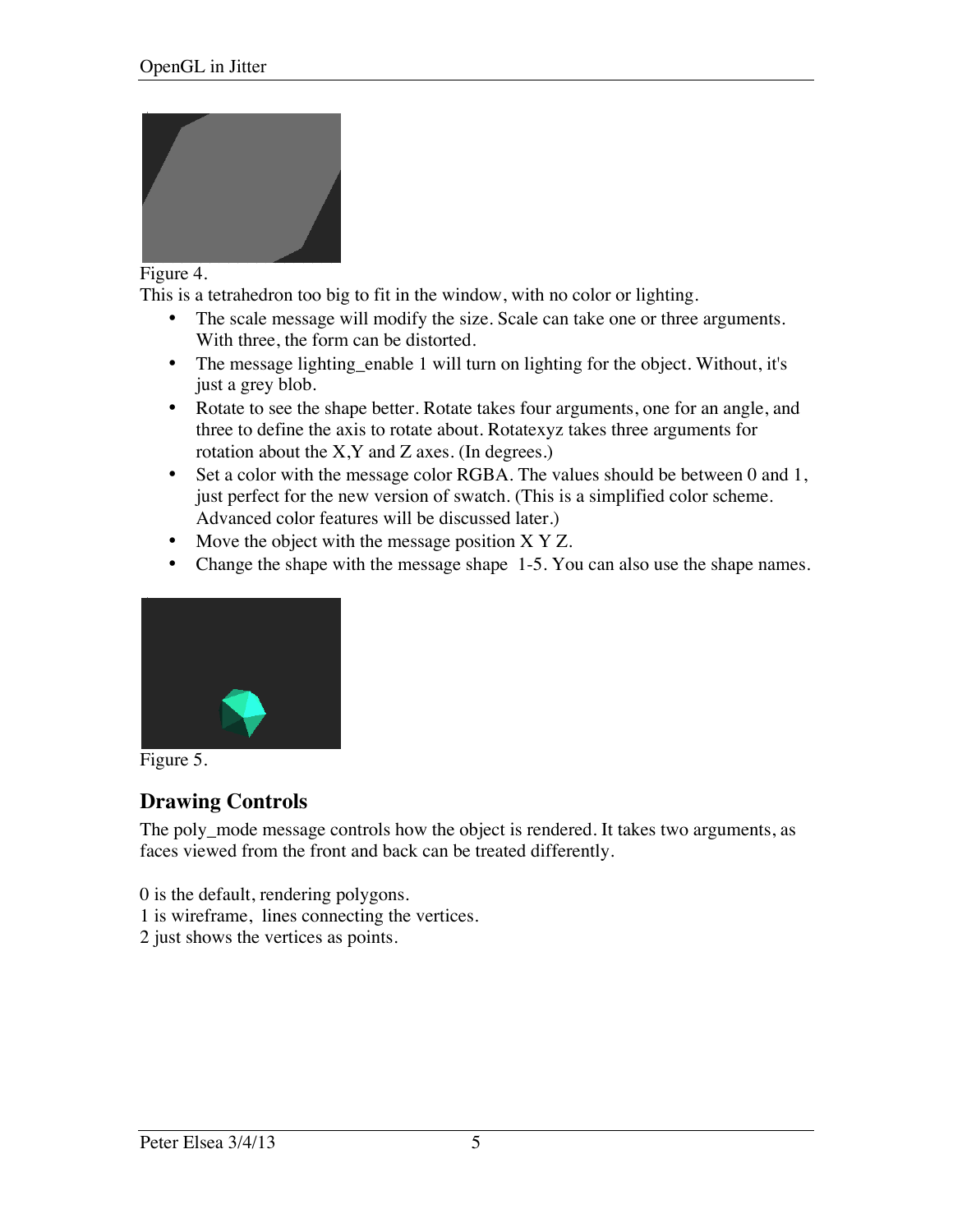Figure 4.

This is a tetrahedron too big to fit in the window, with no color or lighting.

- The scale message will modify the size. Scale can take one or three arguments. With three, the form can be distorted.
- The message lighting_enable 1 will turn on lighting for the object. Without, it's just a grey blob.
- Rotate to see the shape better. Rotate takes four arguments, one for an angle, and three to define the axis to rotate about. Rotatexyz takes three arguments for rotation about the X,Y and Z axes. (In degrees.)
- Set a color with the message color RGBA. The values should be between 0 and 1, just perfect for the new version of swatch. (This is a simplified color scheme. Advanced color features will be discussed later.)
- Move the object with the message position X Y Z.
- Change the shape with the message shape 1-5. You can also use the shape names.

Figure 5.

## Drawing Controls

The poly_mode message controls how the object is rendered. It takes two arguments, as faces viewed from the front and back can be treated differently.

0 is the default, rendering polygons.
1 is wireframe, lines connecting the vertices.
2 just shows the vertices as points.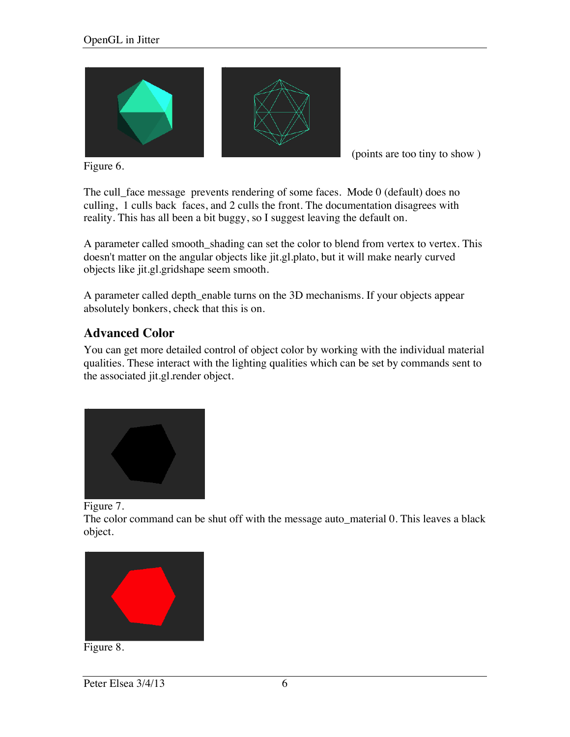(points are too tiny to show )

Figure 6.

The cull_face message prevents rendering of some faces. Mode 0 (default) does no culling, 1 culls back faces, and 2 culls the front. The documentation disagrees with reality. This has all been a bit buggy, so I suggest leaving the default on.

A parameter called smooth_shading can set the color to blend from vertex to vertex. This doesn't matter on the angular objects like jit.gl.plato, but it will make nearly curved objects like jit.gl.gridshape seem smooth.

A parameter called depth_enable turns on the 3D mechanisms. If your objects appear absolutely bonkers, check that this is on.

## Advanced Color

You can get more detailed control of object color by working with the individual material qualities. These interact with the lighting qualities which can be set by commands sent to the associated jit.gl.render object.

Figure 7.

The color command can be shut off with the message auto_material 0. This leaves a black object.

Figure 8.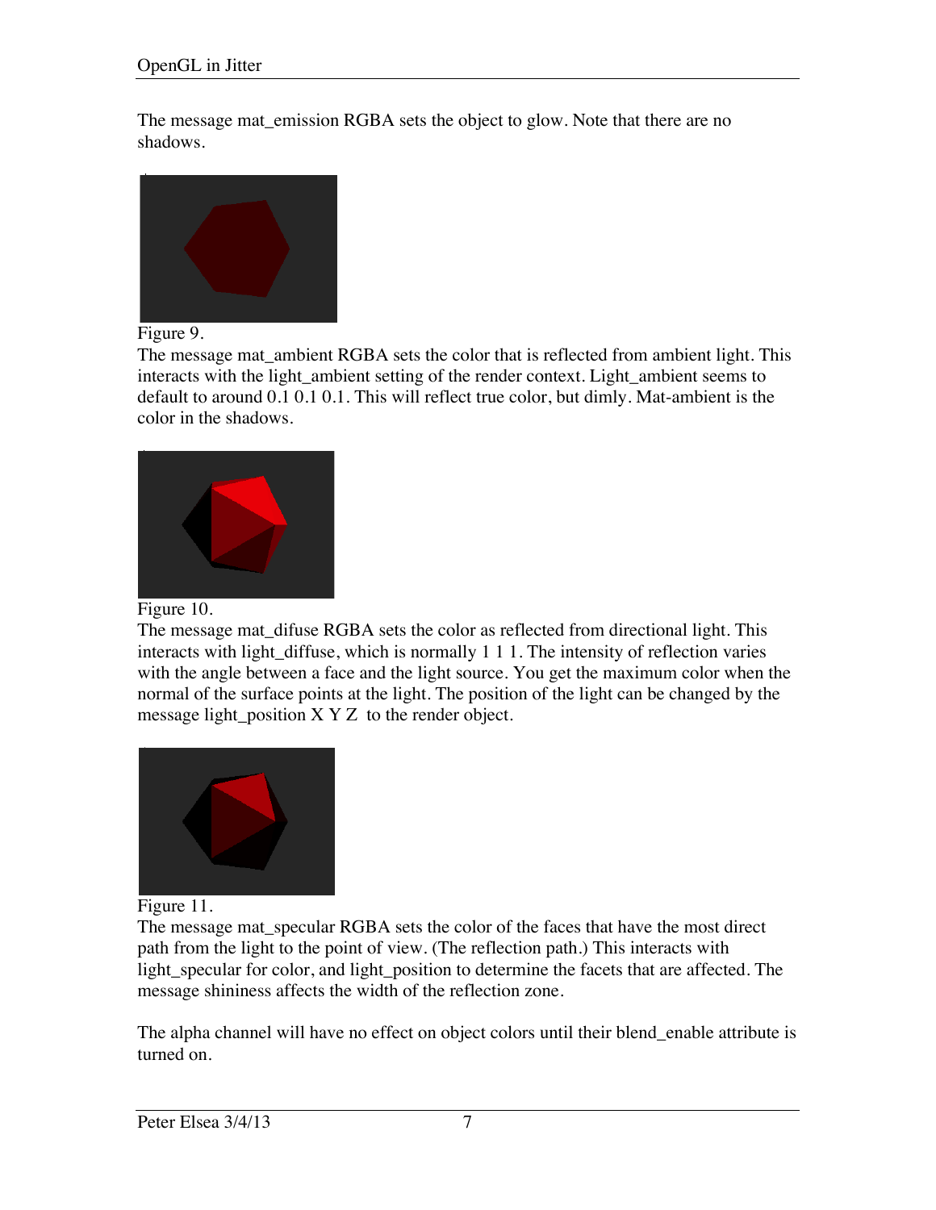The message mat_emission RGBA sets the object to glow. Note that there are no shadows.

Figure 9.

The message mat_ambient RGBA sets the color that is reflected from ambient light. This interacts with the light_ambient setting of the render context. Light_ambient seems to default to around 0.1 0.1 0.1. This will reflect true color, but dimly. Mat-ambient is the color in the shadows.

Figure 10.

The message mat_difuse RGBA sets the color as reflected from directional light. This interacts with light_diffuse, which is normally 1 1 1. The intensity of reflection varies with the angle between a face and the light source. You get the maximum color when the normal of the surface points at the light. The position of the light can be changed by the message light_position X Y Z to the render object.

Figure 11.

The message mat_specular RGBA sets the color of the faces that have the most direct path from the light to the point of view. (The reflection path.) This interacts with light_specular for color, and light_position to determine the facets that are affected. The message shininess affects the width of the reflection zone.

The alpha channel will have no effect on object colors until their blend_enable attribute is turned on.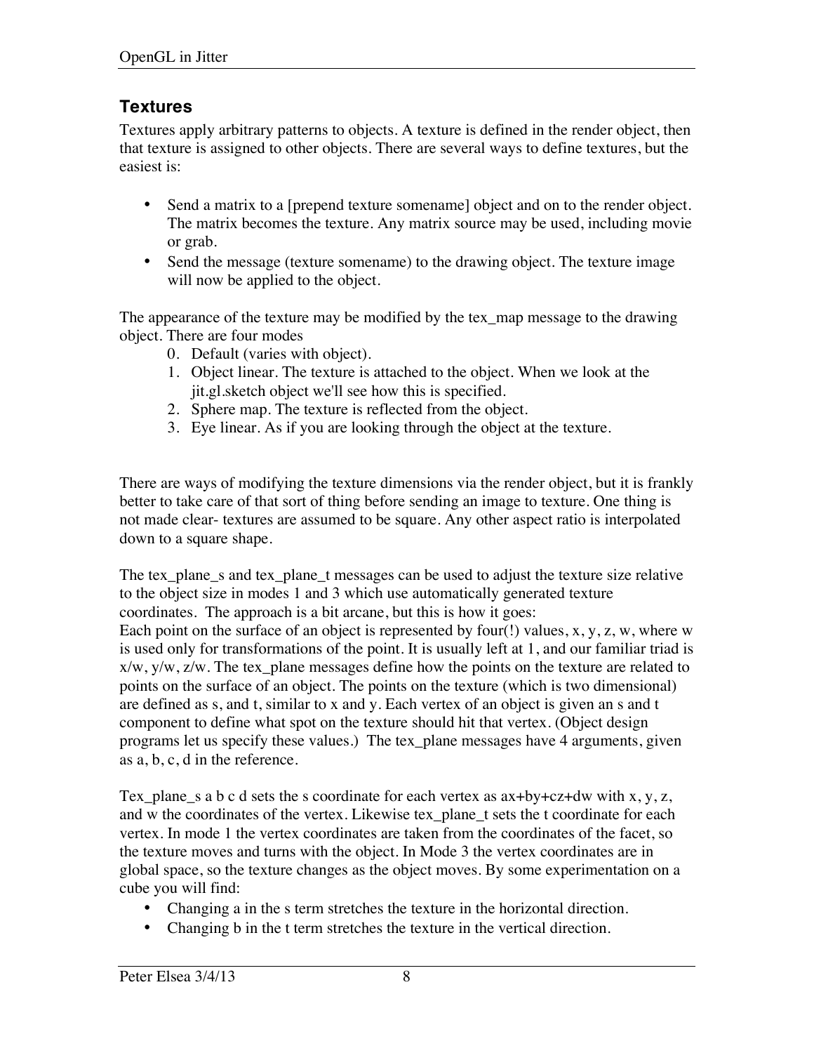## Textures

Textures apply arbitrary patterns to objects. A texture is defined in the render object, then that texture is assigned to other objects. There are several ways to define textures, but the easiest is:

- Send a matrix to a [prepend texture somename] object and on to the render object. The matrix becomes the texture. Any matrix source may be used, including movie or grab.
- Send the message (texture somename) to the drawing object. The texture image will now be applied to the object.

The appearance of the texture may be modified by the tex_map message to the drawing object. There are four modes

0. Default (varies with object).
1. Object linear. The texture is attached to the object. When we look at the jit.gl.sketch object we'll see how this is specified.
2. Sphere map. The texture is reflected from the object.
3. Eye linear. As if you are looking through the object at the texture.

There are ways of modifying the texture dimensions via the render object, but it is frankly better to take care of that sort of thing before sending an image to texture. One thing is not made clear- textures are assumed to be square. Any other aspect ratio is interpolated down to a square shape.

The tex_plane_s and tex_plane_t messages can be used to adjust the texture size relative to the object size in modes 1 and 3 which use automatically generated texture coordinates. The approach is a bit arcane, but this is how it goes:
Each point on the surface of an object is represented by four(!) values, x, y, z, w, where w is used only for transformations of the point. It is usually left at 1, and our familiar triad is x/w, y/w, z/w. The tex_plane messages define how the points on the texture are related to points on the surface of an object. The points on the texture (which is two dimensional) are defined as s, and t, similar to x and y. Each vertex of an object is given an s and t component to define what spot on the texture should hit that vertex. (Object design programs let us specify these values.) The tex_plane messages have 4 arguments, given as a, b, c, d in the reference.

Tex_plane_s a b c d sets the s coordinate for each vertex as ax+by+cz+dw with x, y, z, and w the coordinates of the vertex. Likewise tex_plane_t sets the t coordinate for each vertex. In mode 1 the vertex coordinates are taken from the coordinates of the facet, so the texture moves and turns with the object. In Mode 3 the vertex coordinates are in global space, so the texture changes as the object moves. By some experimentation on a cube you will find:

- Changing a in the s term stretches the texture in the horizontal direction.
- Changing b in the t term stretches the texture in the vertical direction.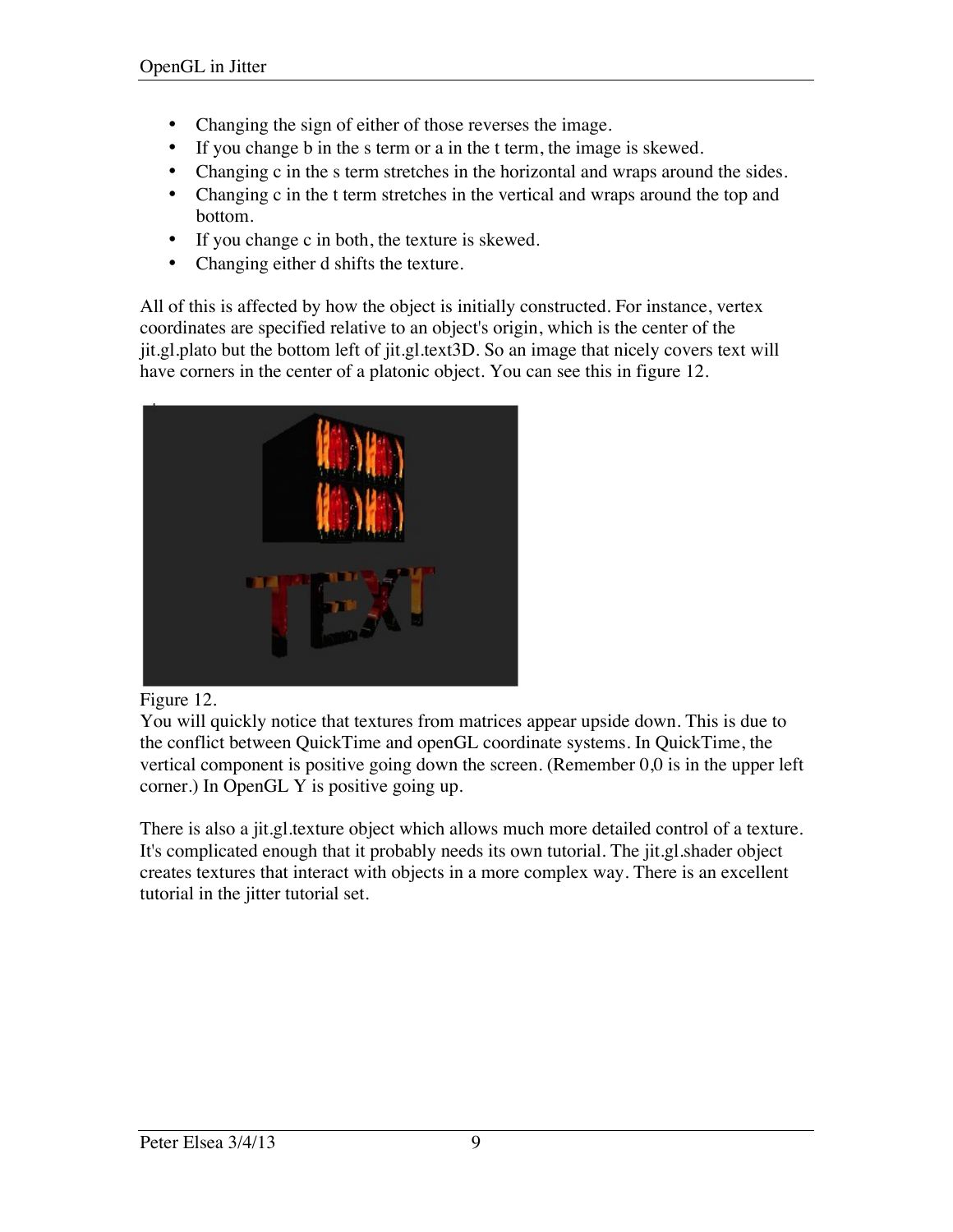- Changing the sign of either of those reverses the image.
- If you change b in the s term or a in the t term, the image is skewed.
- Changing c in the s term stretches in the horizontal and wraps around the sides.
- Changing c in the t term stretches in the vertical and wraps around the top and bottom.
- If you change c in both, the texture is skewed.
- Changing either d shifts the texture.

All of this is affected by how the object is initially constructed. For instance, vertex coordinates are specified relative to an object's origin, which is the center of the jit.gl.plato but the bottom left of jit.gl.text3D. So an image that nicely covers text will have corners in the center of a platonic object. You can see this in figure 12.

Figure 12.

You will quickly notice that textures from matrices appear upside down. This is due to the conflict between QuickTime and openGL coordinate systems. In QuickTime, the vertical component is positive going down the screen. (Remember 0,0 is in the upper left corner.) In OpenGL Y is positive going up.

There is also a jit.gl.texture object which allows much more detailed control of a texture. It's complicated enough that it probably needs its own tutorial. The jit.gl.shader object creates textures that interact with objects in a more complex way. There is an excellent tutorial in the jitter tutorial set.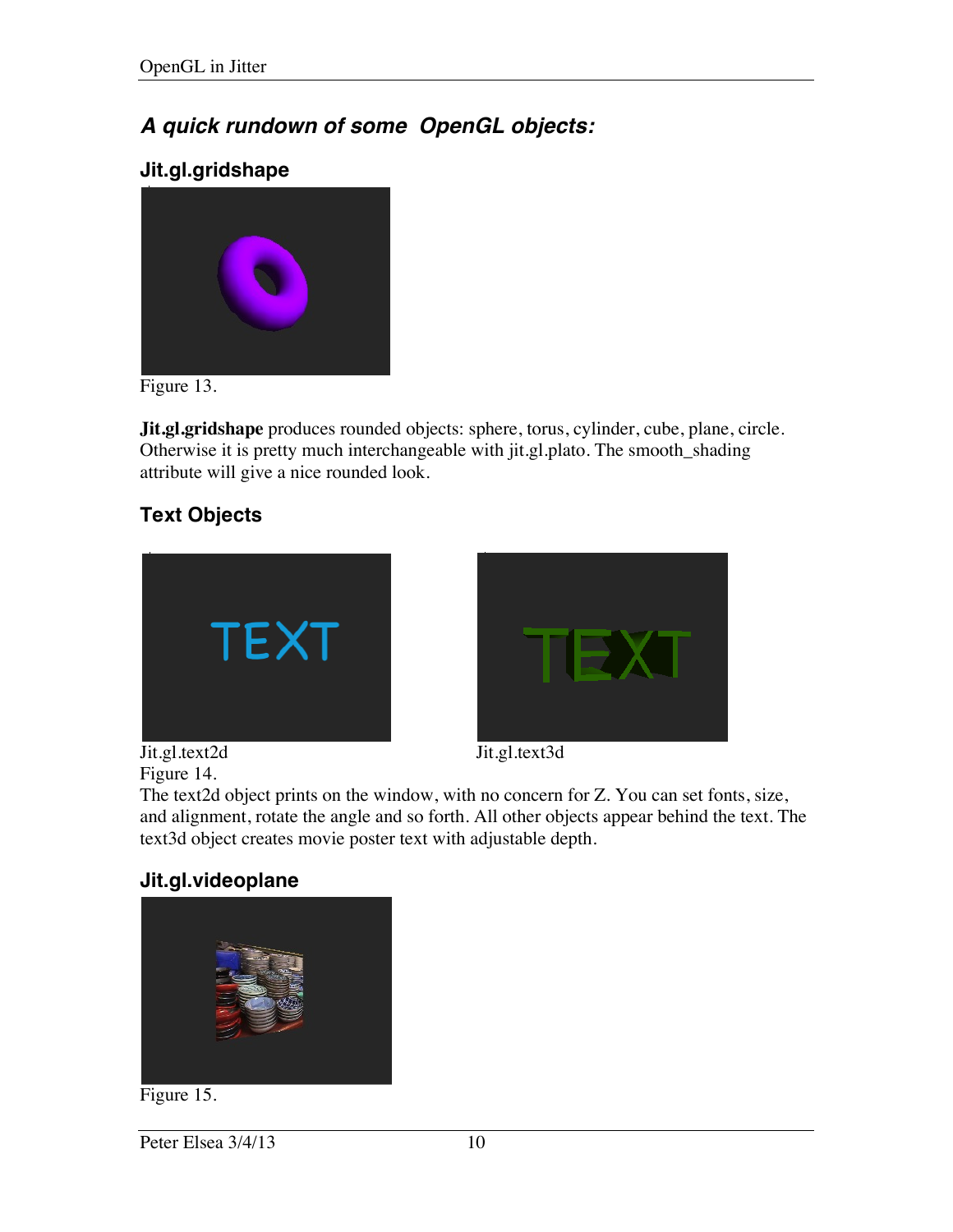## *A quick rundown of some OpenGL objects:*

### Jit.gl.gridshape

Figure 13.

**Jit.gl.gridshape** produces rounded objects: sphere, torus, cylinder, cube, plane, circle. Otherwise it is pretty much interchangeable with jit.gl.plato. The smooth_shading attribute will give a nice rounded look.

### Text Objects

Jit.gl.text2d

Jit.gl.text3d

Figure 14.

The text2d object prints on the window, with no concern for Z. You can set fonts, size, and alignment, rotate the angle and so forth. All other objects appear behind the text. The text3d object creates movie poster text with adjustable depth.

### Jit.gl.videoplane

Figure 15.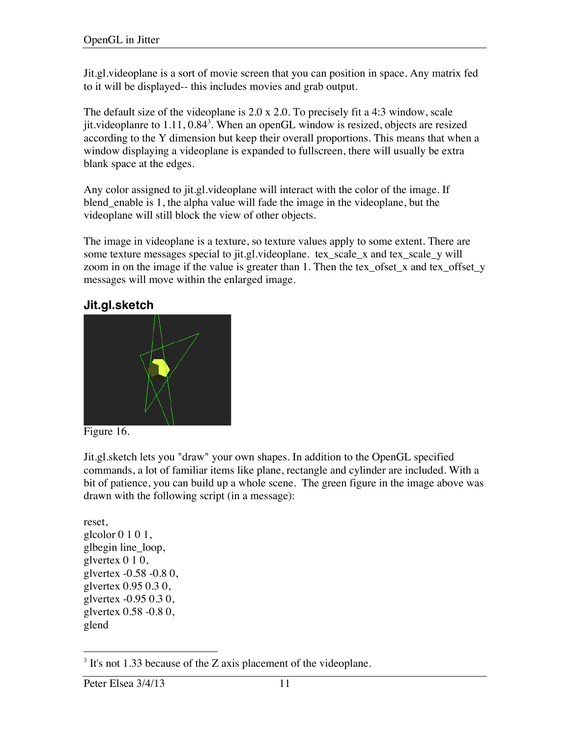Jit.gl.videoplane is a sort of movie screen that you can position in space. Any matrix fed to it will be displayed-- this includes movies and grab output.

The default size of the videoplane is 2.0 x 2.0. To precisely fit a 4:3 window, scale jit.videoplanre to 1.11, 0.84[3]. When an openGL window is resized, objects are resized according to the Y dimension but keep their overall proportions. This means that when a window displaying a videoplane is expanded to fullscreen, there will usually be extra blank space at the edges.

Any color assigned to jit.gl.videoplane will interact with the color of the image. If blend_enable is 1, the alpha value will fade the image in the videoplane, but the videoplane will still block the view of other objects.

The image in videoplane is a texture, so texture values apply to some extent. There are some texture messages special to jit.gl.videoplane. tex_scale_x and tex_scale_y will zoom in on the image if the value is greater than 1. Then the tex_ofset_x and tex_offset_y messages will move within the enlarged image.

### Jit.gl.sketch

Figure 16.

Jit.gl.sketch lets you "draw" your own shapes. In addition to the OpenGL specified commands, a lot of familiar items like plane, rectangle and cylinder are included. With a bit of patience, you can build up a whole scene. The green figure in the image above was drawn with the following script (in a message):

```
reset,
glcolor 0 1 0 1,
glbegin line_loop,
glvertex 0 1 0,
glvertex -0.58 -0.8 0,
glvertex 0.95 0.3 0,
glvertex -0.95 0.3 0,
glvertex 0.58 -0.8 0,
glend
```

---

[3] It's not 1.33 because of the Z axis placement of the videoplane.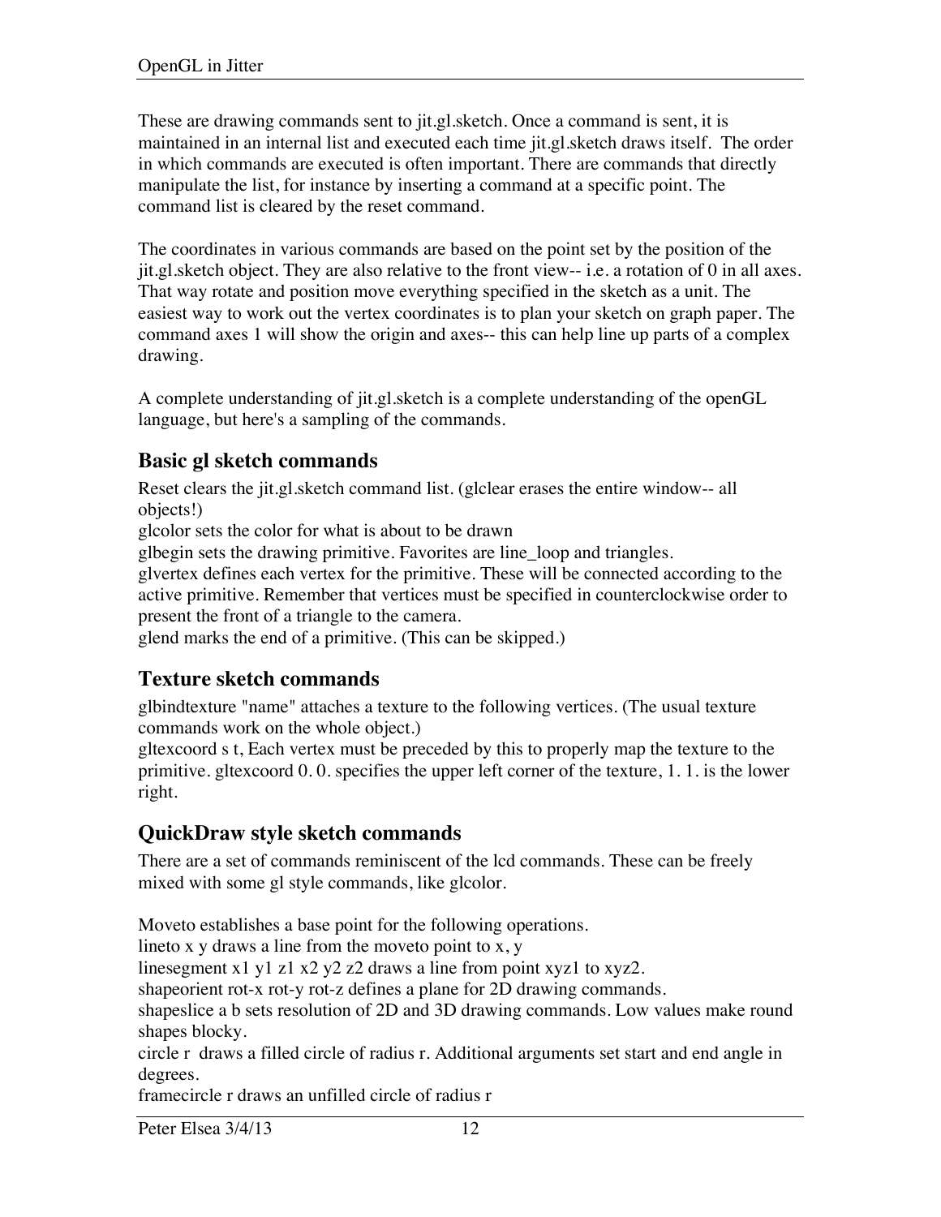These are drawing commands sent to jit.gl.sketch. Once a command is sent, it is maintained in an internal list and executed each time jit.gl.sketch draws itself. The order in which commands are executed is often important. There are commands that directly manipulate the list, for instance by inserting a command at a specific point. The command list is cleared by the reset command.

The coordinates in various commands are based on the point set by the position of the jit.gl.sketch object. They are also relative to the front view-- i.e. a rotation of 0 in all axes. That way rotate and position move everything specified in the sketch as a unit. The easiest way to work out the vertex coordinates is to plan your sketch on graph paper. The command axes 1 will show the origin and axes-- this can help line up parts of a complex drawing.

A complete understanding of jit.gl.sketch is a complete understanding of the openGL language, but here's a sampling of the commands.

## Basic gl sketch commands

Reset clears the jit.gl.sketch command list. (glclear erases the entire window-- all objects!)
glcolor sets the color for what is about to be drawn
glbegin sets the drawing primitive. Favorites are line_loop and triangles.
glvertex defines each vertex for the primitive. These will be connected according to the active primitive. Remember that vertices must be specified in counterclockwise order to present the front of a triangle to the camera.
glend marks the end of a primitive. (This can be skipped.)

## Texture sketch commands

glbindtexture "name" attaches a texture to the following vertices. (The usual texture commands work on the whole object.)
gltexcoord s t, Each vertex must be preceded by this to properly map the texture to the primitive. gltexcoord 0. 0. specifies the upper left corner of the texture, 1. 1. is the lower right.

## QuickDraw style sketch commands

There are a set of commands reminiscent of the lcd commands. These can be freely mixed with some gl style commands, like glcolor.

Moveto establishes a base point for the following operations.
lineto x y draws a line from the moveto point to x, y
linesegment x1 y1 z1 x2 y2 z2 draws a line from point xyz1 to xyz2.
shapeorient rot-x rot-y rot-z defines a plane for 2D drawing commands.
shapeslice a b sets resolution of 2D and 3D drawing commands. Low values make round shapes blocky.
circle r draws a filled circle of radius r. Additional arguments set start and end angle in degrees.
framecircle r draws an unfilled circle of radius r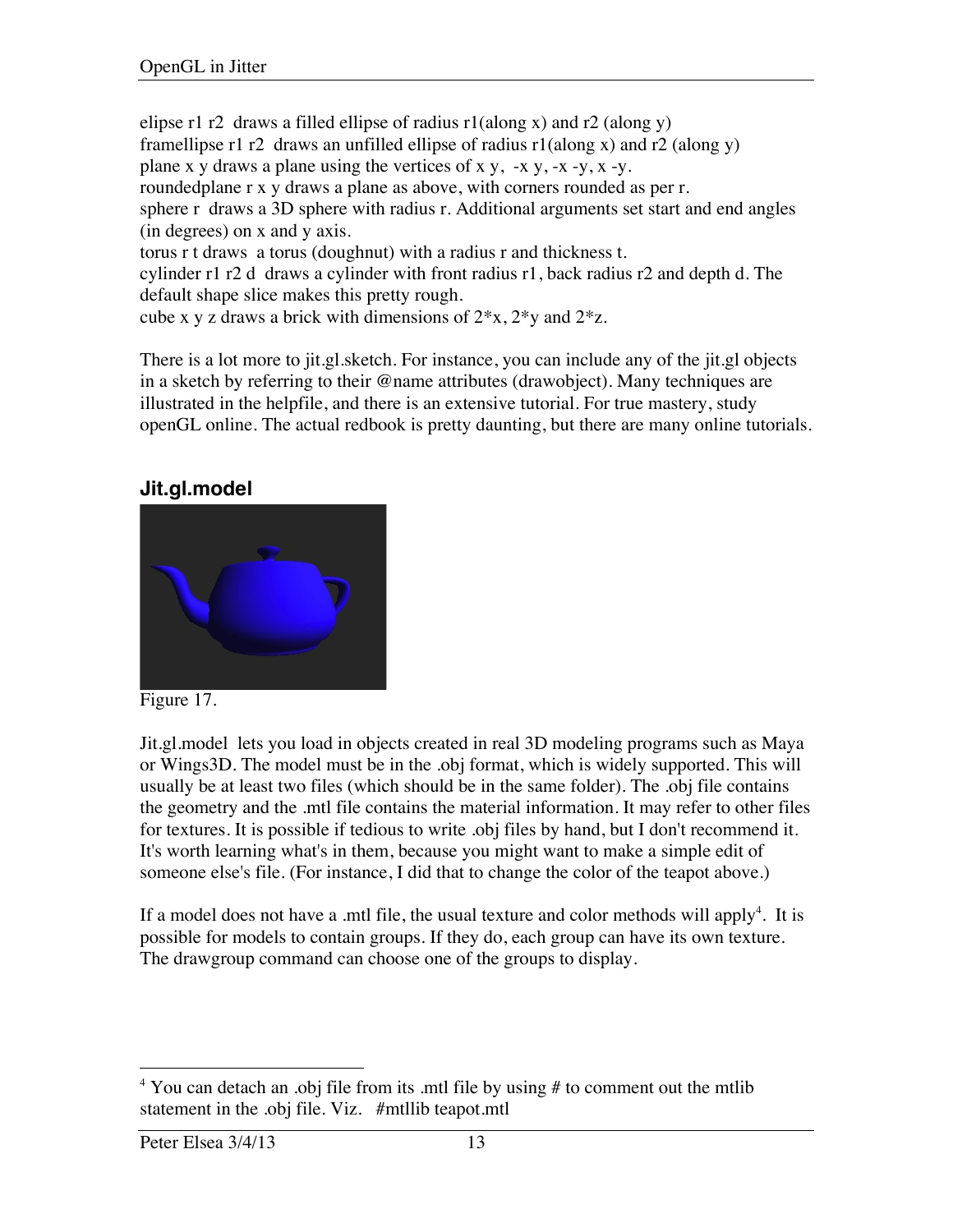elipse r1 r2 draws a filled ellipse of radius r1(along x) and r2 (along y)
framellipse r1 r2 draws an unfilled ellipse of radius r1(along x) and r2 (along y)
plane x y draws a plane using the vertices of x y, -x y, -x -y, x -y.
roundedplane r x y draws a plane as above, with corners rounded as per r.
sphere r draws a 3D sphere with radius r. Additional arguments set start and end angles (in degrees) on x and y axis.
torus r t draws a torus (doughnut) with a radius r and thickness t.
cylinder r1 r2 d draws a cylinder with front radius r1, back radius r2 and depth d. The default shape slice makes this pretty rough.
cube x y z draws a brick with dimensions of 2*x, 2*y and 2*z.

There is a lot more to jit.gl.sketch. For instance, you can include any of the jit.gl objects in a sketch by referring to their @name attributes (drawobject). Many techniques are illustrated in the helpfile, and there is an extensive tutorial. For true mastery, study openGL online. The actual redbook is pretty daunting, but there are many online tutorials.

## Jit.gl.model

Figure 17.

Jit.gl.model lets you load in objects created in real 3D modeling programs such as Maya or Wings3D. The model must be in the .obj format, which is widely supported. This will usually be at least two files (which should be in the same folder). The .obj file contains the geometry and the .mtl file contains the material information. It may refer to other files for textures. It is possible if tedious to write .obj files by hand, but I don't recommend it. It's worth learning what's in them, because you might want to make a simple edit of someone else's file. (For instance, I did that to change the color of the teapot above.)

If a model does not have a .mtl file, the usual texture and color methods will apply[4]. It is possible for models to contain groups. If they do, each group can have its own texture. The drawgroup command can choose one of the groups to display.

---

[4] You can detach an .obj file from its .mtl file by using # to comment out the mtlib statement in the .obj file. Viz. #mtllib teapot.mtl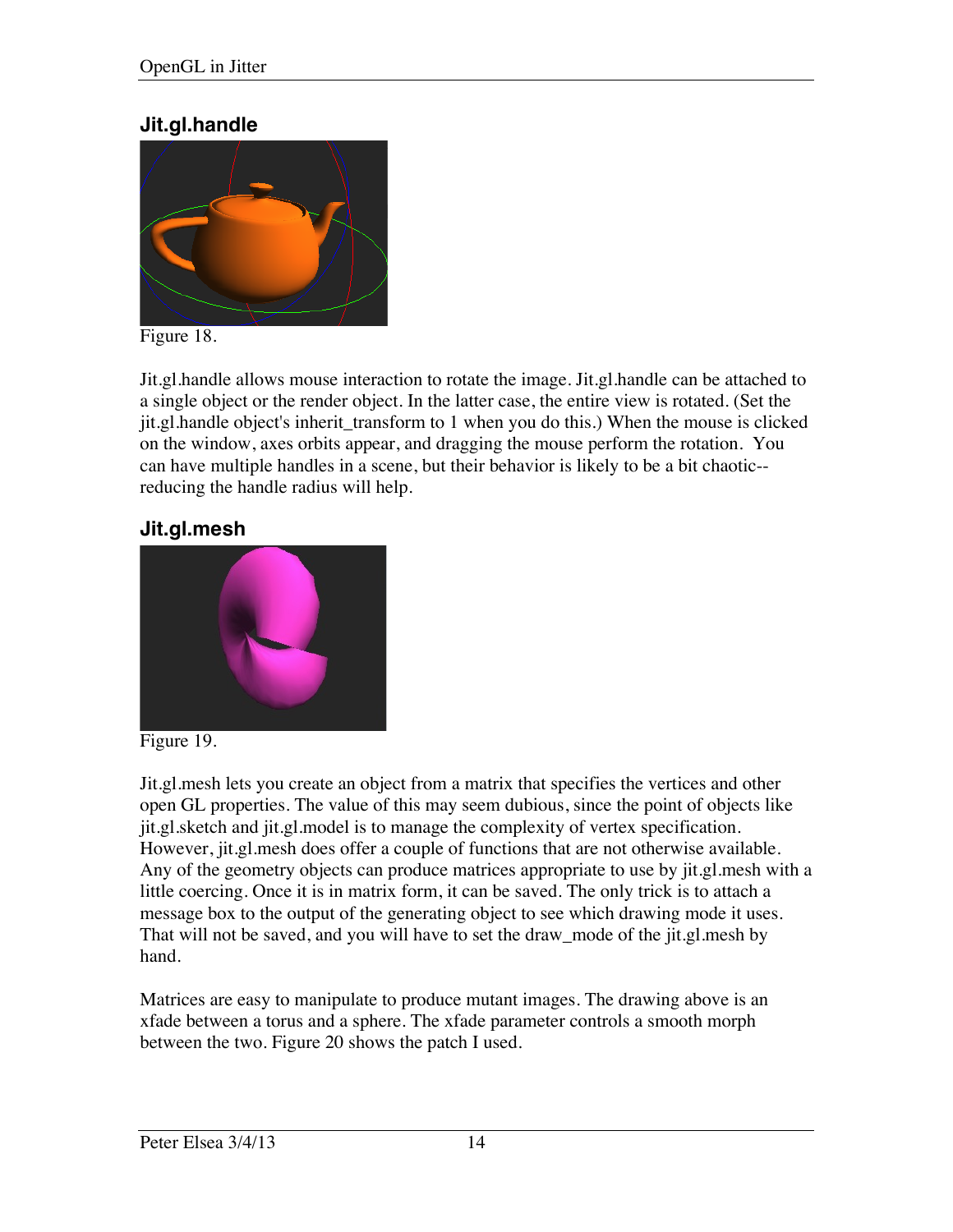## Jit.gl.handle

Figure 18.

Jit.gl.handle allows mouse interaction to rotate the image. Jit.gl.handle can be attached to a single object or the render object. In the latter case, the entire view is rotated. (Set the jit.gl.handle object's inherit_transform to 1 when you do this.) When the mouse is clicked on the window, axes orbits appear, and dragging the mouse perform the rotation. You can have multiple handles in a scene, but their behavior is likely to be a bit chaotic--reducing the handle radius will help.

## Jit.gl.mesh

Figure 19.

Jit.gl.mesh lets you create an object from a matrix that specifies the vertices and other open GL properties. The value of this may seem dubious, since the point of objects like jit.gl.sketch and jit.gl.model is to manage the complexity of vertex specification. However, jit.gl.mesh does offer a couple of functions that are not otherwise available. Any of the geometry objects can produce matrices appropriate to use by jit.gl.mesh with a little coercing. Once it is in matrix form, it can be saved. The only trick is to attach a message box to the output of the generating object to see which drawing mode it uses. That will not be saved, and you will have to set the draw_mode of the jit.gl.mesh by hand.

Matrices are easy to manipulate to produce mutant images. The drawing above is an xfade between a torus and a sphere. The xfade parameter controls a smooth morph between the two. Figure 20 shows the patch I used.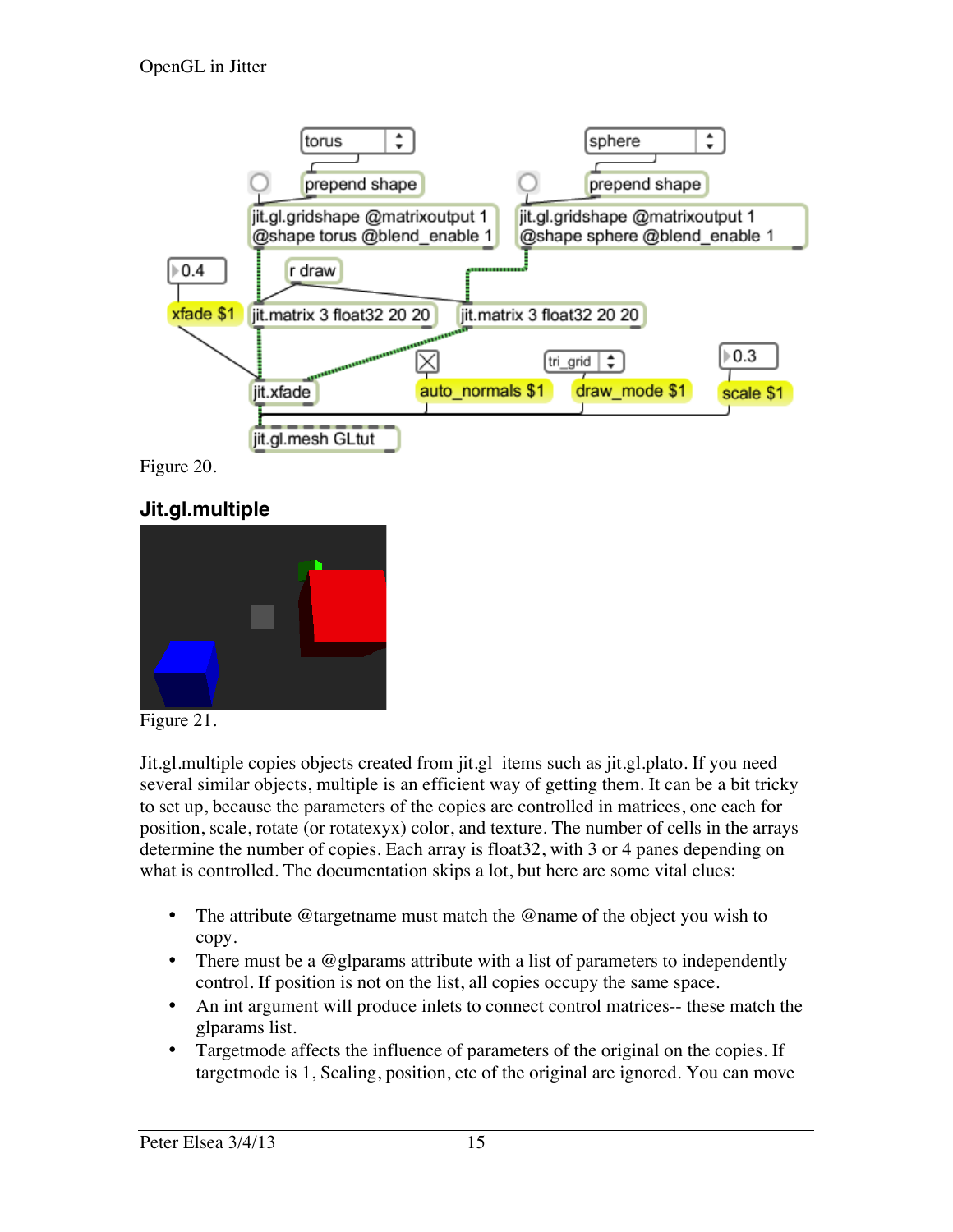Figure 20.

## Jit.gl.multiple

Figure 21.

Jit.gl.multiple copies objects created from jit.gl items such as jit.gl.plato. If you need several similar objects, multiple is an efficient way of getting them. It can be a bit tricky to set up, because the parameters of the copies are controlled in matrices, one each for position, scale, rotate (or rotatexyx) color, and texture. The number of cells in the arrays determine the number of copies. Each array is float32, with 3 or 4 panes depending on what is controlled. The documentation skips a lot, but here are some vital clues:

- The attribute @targetname must match the @name of the object you wish to copy.
- There must be a @glparams attribute with a list of parameters to independently control. If position is not on the list, all copies occupy the same space.
- An int argument will produce inlets to connect control matrices-- these match the glparams list.
- Targetmode affects the influence of parameters of the original on the copies. If targetmode is 1, Scaling, position, etc of the original are ignored. You can move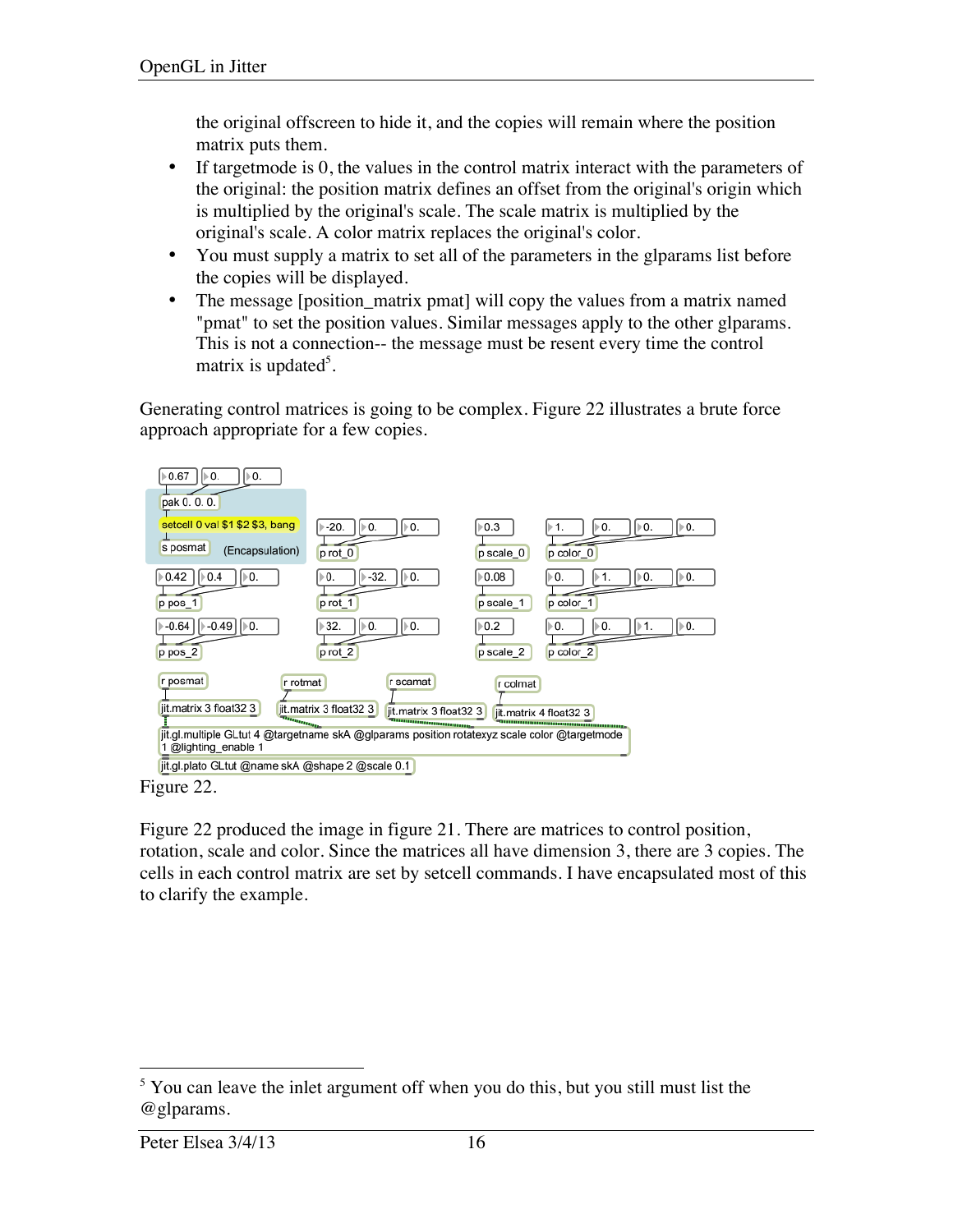the original offscreen to hide it, and the copies will remain where the position matrix puts them.

- If targetmode is 0, the values in the control matrix interact with the parameters of the original: the position matrix defines an offset from the original's origin which is multiplied by the original's scale. The scale matrix is multiplied by the original's scale. A color matrix replaces the original's color.
- You must supply a matrix to set all of the parameters in the glparams list before the copies will be displayed.
- The message [position_matrix pmat] will copy the values from a matrix named "pmat" to set the position values. Similar messages apply to the other glparams. This is not a connection-- the message must be resent every time the control matrix is updated[5].

Generating control matrices is going to be complex. Figure 22 illustrates a brute force approach appropriate for a few copies.

Figure 22.

Figure 22 produced the image in figure 21. There are matrices to control position, rotation, scale and color. Since the matrices all have dimension 3, there are 3 copies. The cells in each control matrix are set by setcell commands. I have encapsulated most of this to clarify the example.

[5] You can leave the inlet argument off when you do this, but you still must list the @glparams.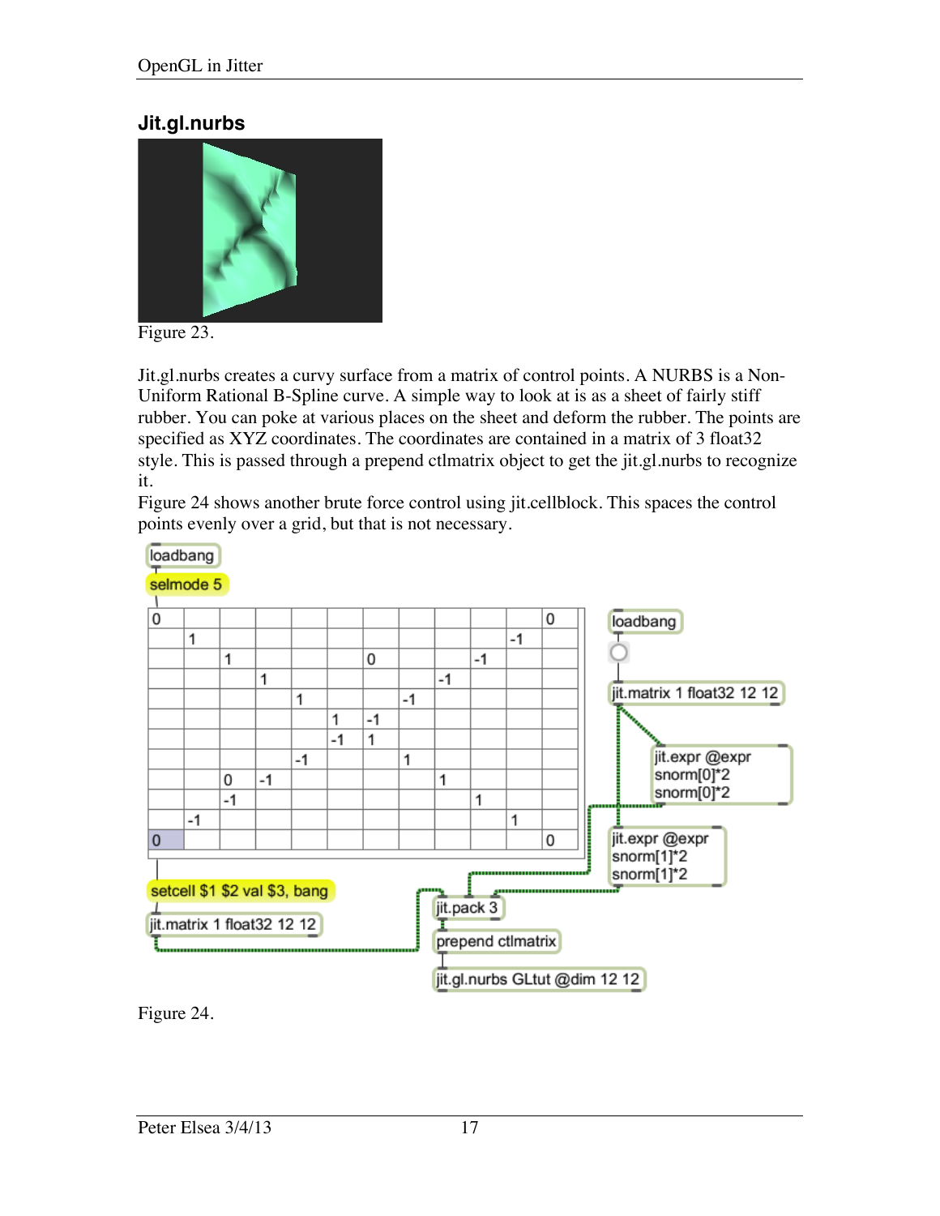### Jit.gl.nurbs

Figure 23.

Jit.gl.nurbs creates a curvy surface from a matrix of control points. A NURBS is a Non-Uniform Rational B-Spline curve. A simple way to look at is as a sheet of fairly stiff rubber. You can poke at various places on the sheet and deform the rubber. The points are specified as XYZ coordinates. The coordinates are contained in a matrix of 3 float32 style. This is passed through a prepend ctlmatrix object to get the jit.gl.nurbs to recognize it.

Figure 24 shows another brute force control using jit.cellblock. This spaces the control points evenly over a grid, but that is not necessary.

Figure 24.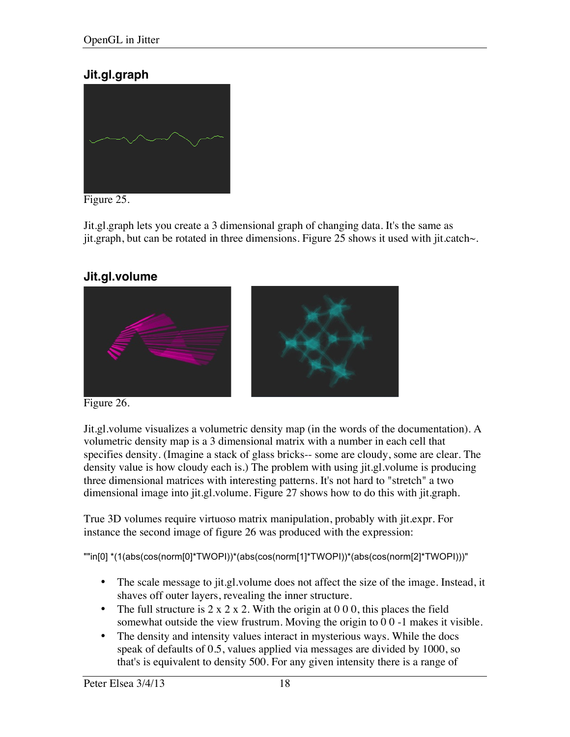## Jit.gl.graph

Figure 25.

Jit.gl.graph lets you create a 3 dimensional graph of changing data. It's the same as jit.graph, but can be rotated in three dimensions. Figure 25 shows it used with jit.catch~.

## Jit.gl.volume

Figure 26.

Jit.gl.volume visualizes a volumetric density map (in the words of the documentation). A volumetric density map is a 3 dimensional matrix with a number in each cell that specifies density. (Imagine a stack of glass bricks-- some are cloudy, some are clear. The density value is how cloudy each is.) The problem with using jit.gl.volume is producing three dimensional matrices with interesting patterns. It's not hard to "stretch" a two dimensional image into jit.gl.volume. Figure 27 shows how to do this with jit.graph.

True 3D volumes require virtuoso matrix manipulation, probably with jit.expr. For instance the second image of figure 26 was produced with the expression:

```
""in[0] *(1(abs(cos(norm[0]*TWOPI))*(abs(cos(norm[1]*TWOPI))*(abs(cos(norm[2]*TWOPI)))"
```

- The scale message to jit.gl.volume does not affect the size of the image. Instead, it shaves off outer layers, revealing the inner structure.
- The full structure is 2 x 2 x 2. With the origin at 0 0 0, this places the field somewhat outside the view frustrum. Moving the origin to 0 0 -1 makes it visible.
- The density and intensity values interact in mysterious ways. While the docs speak of defaults of 0.5, values applied via messages are divided by 1000, so that's is equivalent to density 500. For any given intensity there is a range of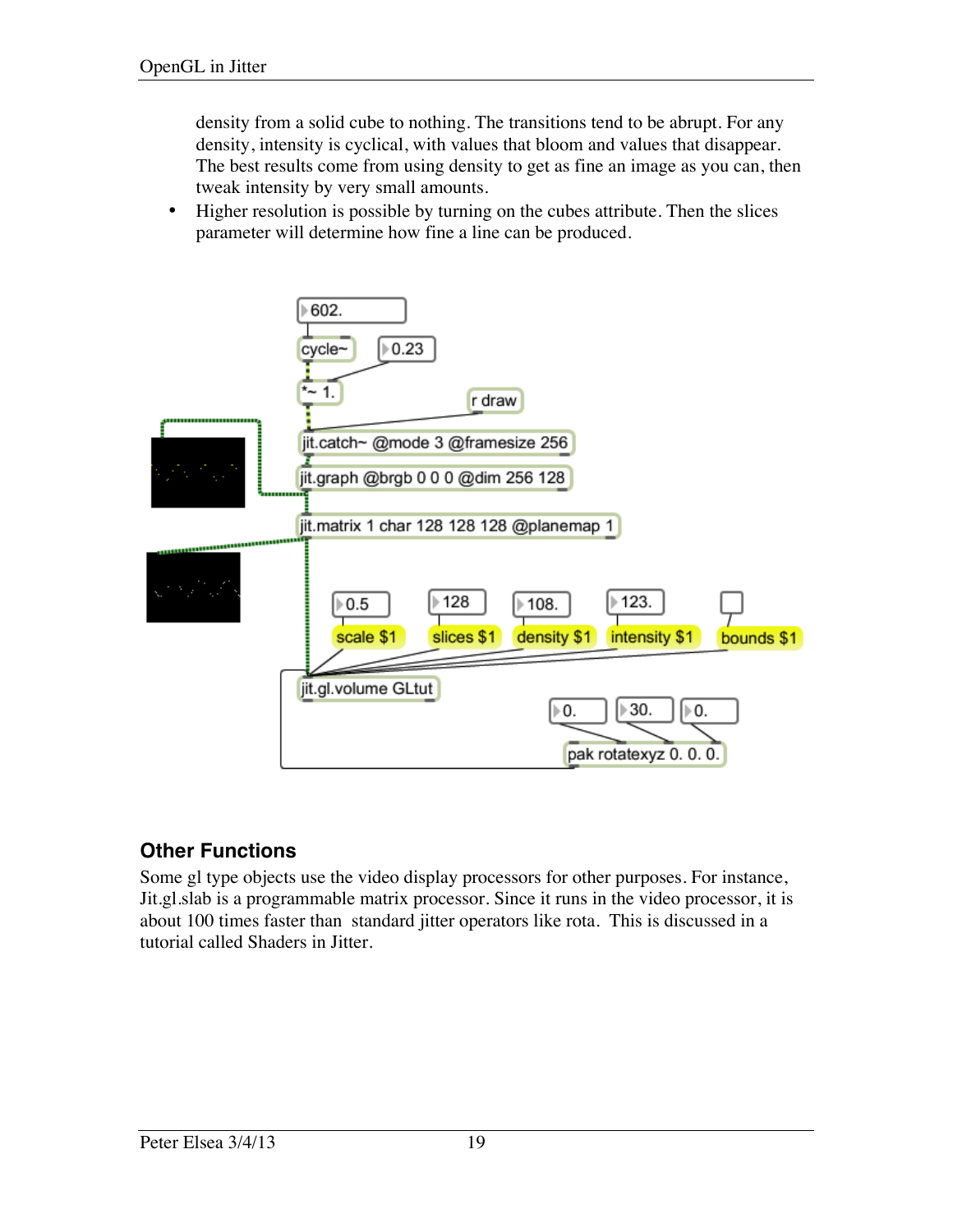density from a solid cube to nothing. The transitions tend to be abrupt. For any density, intensity is cyclical, with values that bloom and values that disappear. The best results come from using density to get as fine an image as you can, then tweak intensity by very small amounts.

- Higher resolution is possible by turning on the cubes attribute. Then the slices parameter will determine how fine a line can be produced.

602.

cycle~

0.23

*~ 1.

r draw

jit.catch~ @mode 3 @framesize 256

jit.graph @brgb 0 0 0 @dim 256 128

jit.matrix 1 char 128 128 128 @planemap 1

0.5

128

108.

123.

scale $1

slices $1

density $1

intensity $1

bounds $1

jit.gl.volume GLtut

0.

30.

0.

pak rotatexyz 0. 0. 0.

## Other Functions

Some gl type objects use the video display processors for other purposes. For instance, Jit.gl.slab is a programmable matrix processor. Since it runs in the video processor, it is about 100 times faster than standard jitter operators like rota. This is discussed in a tutorial called Shaders in Jitter.